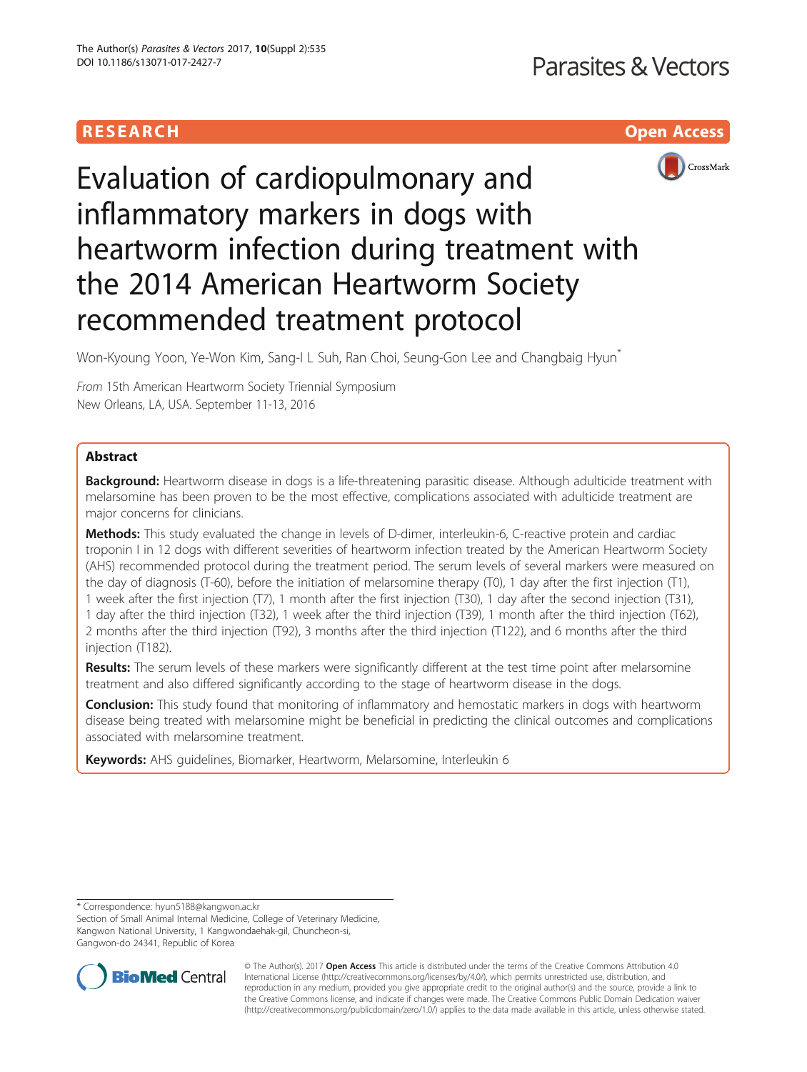RESEARCH

Open Access

# Evaluation of cardiopulmonary and inflammatory markers in dogs with heartworm infection during treatment with the 2014 American Heartworm Society recommended treatment protocol

Won-Kyoung Yoon, Ye-Won Kim, Sang-I L Suh, Ran Choi, Seung-Gon Lee and Changbaig Hyun*

*From* 15th American Heartworm Society Triennial Symposium
New Orleans, LA, USA. September 11-13, 2016

## Abstract

**Background:** Heartworm disease in dogs is a life-threatening parasitic disease. Although adulticide treatment with melarsomine has been proven to be the most effective, complications associated with adulticide treatment are major concerns for clinicians.

**Methods:** This study evaluated the change in levels of D-dimer, interleukin-6, C-reactive protein and cardiac troponin I in 12 dogs with different severities of heartworm infection treated by the American Heartworm Society (AHS) recommended protocol during the treatment period. The serum levels of several markers were measured on the day of diagnosis (T-60), before the initiation of melarsomine therapy (T0), 1 day after the first injection (T1), 1 week after the first injection (T7), 1 month after the first injection (T30), 1 day after the second injection (T31), 1 day after the third injection (T32), 1 week after the third injection (T39), 1 month after the third injection (T62), 2 months after the third injection (T92), 3 months after the third injection (T122), and 6 months after the third injection (T182).

**Results:** The serum levels of these markers were significantly different at the test time point after melarsomine treatment and also differed significantly according to the stage of heartworm disease in the dogs.

**Conclusion:** This study found that monitoring of inflammatory and hemostatic markers in dogs with heartworm disease being treated with melarsomine might be beneficial in predicting the clinical outcomes and complications associated with melarsomine treatment.

**Keywords:** AHS guidelines, Biomarker, Heartworm, Melarsomine, Interleukin 6

---

* Correspondence: hyun5188@kangwon.ac.kr
Section of Small Animal Internal Medicine, College of Veterinary Medicine, Kangwon National University, 1 Kangwondaehak-gil, Chuncheon-si, Gangwon-do 24341, Republic of Korea

© The Author(s). 2017 **Open Access** This article is distributed under the terms of the Creative Commons Attribution 4.0 International License (http://creativecommons.org/licenses/by/4.0/), which permits unrestricted use, distribution, and reproduction in any medium, provided you give appropriate credit to the original author(s) and the source, provide a link to the Creative Commons license, and indicate if changes were made. The Creative Commons Public Domain Dedication waiver (http://creativecommons.org/publicdomain/zero/1.0/) applies to the data made available in this article, unless otherwise stated.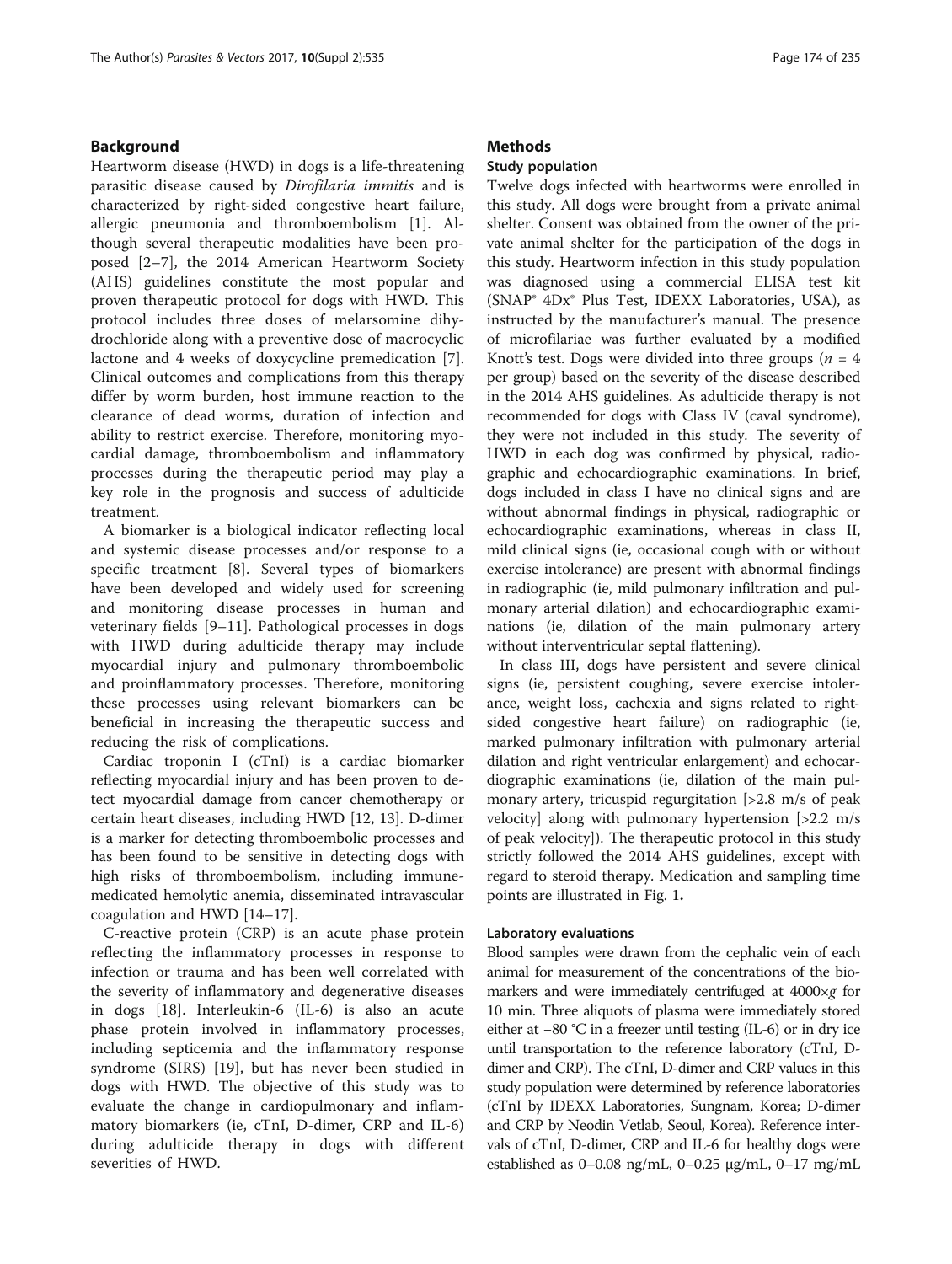## Background

Heartworm disease (HWD) in dogs is a life-threatening parasitic disease caused by *Dirofilaria immitis* and is characterized by right-sided congestive heart failure, allergic pneumonia and thromboembolism [1]. Although several therapeutic modalities have been proposed [2–7], the 2014 American Heartworm Society (AHS) guidelines constitute the most popular and proven therapeutic protocol for dogs with HWD. This protocol includes three doses of melarsomine dihydrochloride along with a preventive dose of macrocyclic lactone and 4 weeks of doxycycline premedication [7]. Clinical outcomes and complications from this therapy differ by worm burden, host immune reaction to the clearance of dead worms, duration of infection and ability to restrict exercise. Therefore, monitoring myocardial damage, thromboembolism and inflammatory processes during the therapeutic period may play a key role in the prognosis and success of adulticide treatment.

A biomarker is a biological indicator reflecting local and systemic disease processes and/or response to a specific treatment [8]. Several types of biomarkers have been developed and widely used for screening and monitoring disease processes in human and veterinary fields [9–11]. Pathological processes in dogs with HWD during adulticide therapy may include myocardial injury and pulmonary thromboembolic and proinflammatory processes. Therefore, monitoring these processes using relevant biomarkers can be beneficial in increasing the therapeutic success and reducing the risk of complications.

Cardiac troponin I (cTnI) is a cardiac biomarker reflecting myocardial injury and has been proven to detect myocardial damage from cancer chemotherapy or certain heart diseases, including HWD [12, 13]. D-dimer is a marker for detecting thromboembolic processes and has been found to be sensitive in detecting dogs with high risks of thromboembolism, including immune-medicated hemolytic anemia, disseminated intravascular coagulation and HWD [14–17].

C-reactive protein (CRP) is an acute phase protein reflecting the inflammatory processes in response to infection or trauma and has been well correlated with the severity of inflammatory and degenerative diseases in dogs [18]. Interleukin-6 (IL-6) is also an acute phase protein involved in inflammatory processes, including septicemia and the inflammatory response syndrome (SIRS) [19], but has never been studied in dogs with HWD. The objective of this study was to evaluate the change in cardiopulmonary and inflammatory biomarkers (ie, cTnI, D-dimer, CRP and IL-6) during adulticide therapy in dogs with different severities of HWD.

## Methods

### Study population

Twelve dogs infected with heartworms were enrolled in this study. All dogs were brought from a private animal shelter. Consent was obtained from the owner of the private animal shelter for the participation of the dogs in this study. Heartworm infection in this study population was diagnosed using a commercial ELISA test kit (SNAP® 4Dx® Plus Test, IDEXX Laboratories, USA), as instructed by the manufacturer's manual. The presence of microfilariae was further evaluated by a modified Knott's test. Dogs were divided into three groups ($n = 4$ per group) based on the severity of the disease described in the 2014 AHS guidelines. As adulticide therapy is not recommended for dogs with Class IV (caval syndrome), they were not included in this study. The severity of HWD in each dog was confirmed by physical, radiographic and echocardiographic examinations. In brief, dogs included in class I have no clinical signs and are without abnormal findings in physical, radiographic or echocardiographic examinations, whereas in class II, mild clinical signs (ie, occasional cough with or without exercise intolerance) are present with abnormal findings in radiographic (ie, mild pulmonary infiltration and pulmonary arterial dilation) and echocardiographic examinations (ie, dilation of the main pulmonary artery without interventricular septal flattening).

In class III, dogs have persistent and severe clinical signs (ie, persistent coughing, severe exercise intolerance, weight loss, cachexia and signs related to right-sided congestive heart failure) on radiographic (ie, marked pulmonary infiltration with pulmonary arterial dilation and right ventricular enlargement) and echocardiographic examinations (ie, dilation of the main pulmonary artery, tricuspid regurgitation [>2.8 m/s of peak velocity] along with pulmonary hypertension [>2.2 m/s of peak velocity]). The therapeutic protocol in this study strictly followed the 2014 AHS guidelines, except with regard to steroid therapy. Medication and sampling time points are illustrated in Fig. 1.

### Laboratory evaluations

Blood samples were drawn from the cephalic vein of each animal for measurement of the concentrations of the biomarkers and were immediately centrifuged at 4000×*g* for 10 min. Three aliquots of plasma were immediately stored either at −80 °C in a freezer until testing (IL-6) or in dry ice until transportation to the reference laboratory (cTnI, D-dimer and CRP). The cTnI, D-dimer and CRP values in this study population were determined by reference laboratories (cTnI by IDEXX Laboratories, Sungnam, Korea; D-dimer and CRP by Neodin Vetlab, Seoul, Korea). Reference intervals of cTnI, D-dimer, CRP and IL-6 for healthy dogs were established as 0–0.08 ng/mL, 0–0.25 μg/mL, 0–17 mg/mL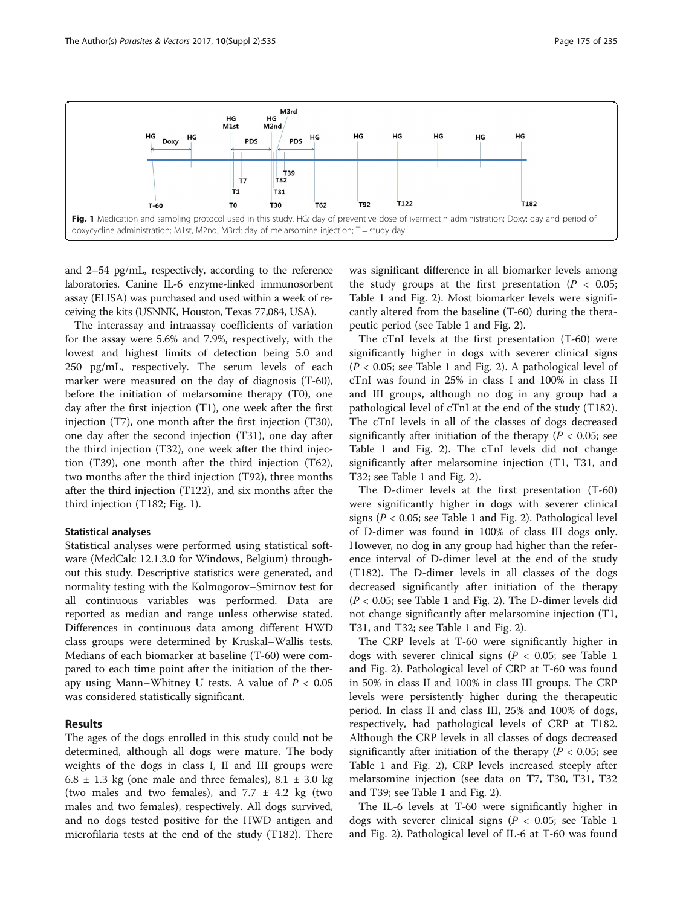Fig. 1 Medication and sampling protocol used in this study. HG: day of preventive dose of ivermectin administration; Doxy: day and period of doxycycline administration; M1st, M2nd, M3rd: day of melarsomine injection; T = study day

and 2–54 pg/mL, respectively, according to the reference laboratories. Canine IL-6 enzyme-linked immunosorbent assay (ELISA) was purchased and used within a week of receiving the kits (USNNK, Houston, Texas 77,084, USA).

The interassay and intraassay coefficients of variation for the assay were 5.6% and 7.9%, respectively, with the lowest and highest limits of detection being 5.0 and 250 pg/mL, respectively. The serum levels of each marker were measured on the day of diagnosis (T-60), before the initiation of melarsomine therapy (T0), one day after the first injection (T1), one week after the first injection (T7), one month after the first injection (T30), one day after the second injection (T31), one day after the third injection (T32), one week after the third injection (T39), one month after the third injection (T62), two months after the third injection (T92), three months after the third injection (T122), and six months after the third injection (T182; Fig. 1).

### Statistical analyses

Statistical analyses were performed using statistical software (MedCalc 12.1.3.0 for Windows, Belgium) throughout this study. Descriptive statistics were generated, and normality testing with the Kolmogorov–Smirnov test for all continuous variables was performed. Data are reported as median and range unless otherwise stated. Differences in continuous data among different HWD class groups were determined by Kruskal–Wallis tests. Medians of each biomarker at baseline (T-60) were compared to each time point after the initiation of the therapy using Mann–Whitney U tests. A value of $P < 0.05$ was considered statistically significant.

## Results

The ages of the dogs enrolled in this study could not be determined, although all dogs were mature. The body weights of the dogs in class I, II and III groups were 6.8 ± 1.3 kg (one male and three females), 8.1 ± 3.0 kg (two males and two females), and 7.7 ± 4.2 kg (two males and two females), respectively. All dogs survived, and no dogs tested positive for the HWD antigen and microfilaria tests at the end of the study (T182). There was significant difference in all biomarker levels among the study groups at the first presentation ($P < 0.05$; Table 1 and Fig. 2). Most biomarker levels were significantly altered from the baseline (T-60) during the therapeutic period (see Table 1 and Fig. 2).

The cTnI levels at the first presentation (T-60) were significantly higher in dogs with severer clinical signs ($P < 0.05$; see Table 1 and Fig. 2). A pathological level of cTnI was found in 25% in class I and 100% in class II and III groups, although no dog in any group had a pathological level of cTnI at the end of the study (T182). The cTnI levels in all of the classes of dogs decreased significantly after initiation of the therapy ($P < 0.05$; see Table 1 and Fig. 2). The cTnI levels did not change significantly after melarsomine injection (T1, T31, and T32; see Table 1 and Fig. 2).

The D-dimer levels at the first presentation (T-60) were significantly higher in dogs with severer clinical signs ($P < 0.05$; see Table 1 and Fig. 2). Pathological level of D-dimer was found in 100% of class III dogs only. However, no dog in any group had higher than the reference interval of D-dimer level at the end of the study (T182). The D-dimer levels in all classes of the dogs decreased significantly after initiation of the therapy ($P < 0.05$; see Table 1 and Fig. 2). The D-dimer levels did not change significantly after melarsomine injection (T1, T31, and T32; see Table 1 and Fig. 2).

The CRP levels at T-60 were significantly higher in dogs with severer clinical signs ($P < 0.05$; see Table 1 and Fig. 2). Pathological level of CRP at T-60 was found in 50% in class II and 100% in class III groups. The CRP levels were persistently higher during the therapeutic period. In class II and class III, 25% and 100% of dogs, respectively, had pathological levels of CRP at T182. Although the CRP levels in all classes of dogs decreased significantly after initiation of the therapy ($P < 0.05$; see Table 1 and Fig. 2), CRP levels increased steeply after melarsomine injection (see data on T7, T30, T31, T32 and T39; see Table 1 and Fig. 2).

The IL-6 levels at T-60 were significantly higher in dogs with severer clinical signs ($P < 0.05$; see Table 1 and Fig. 2). Pathological level of IL-6 at T-60 was found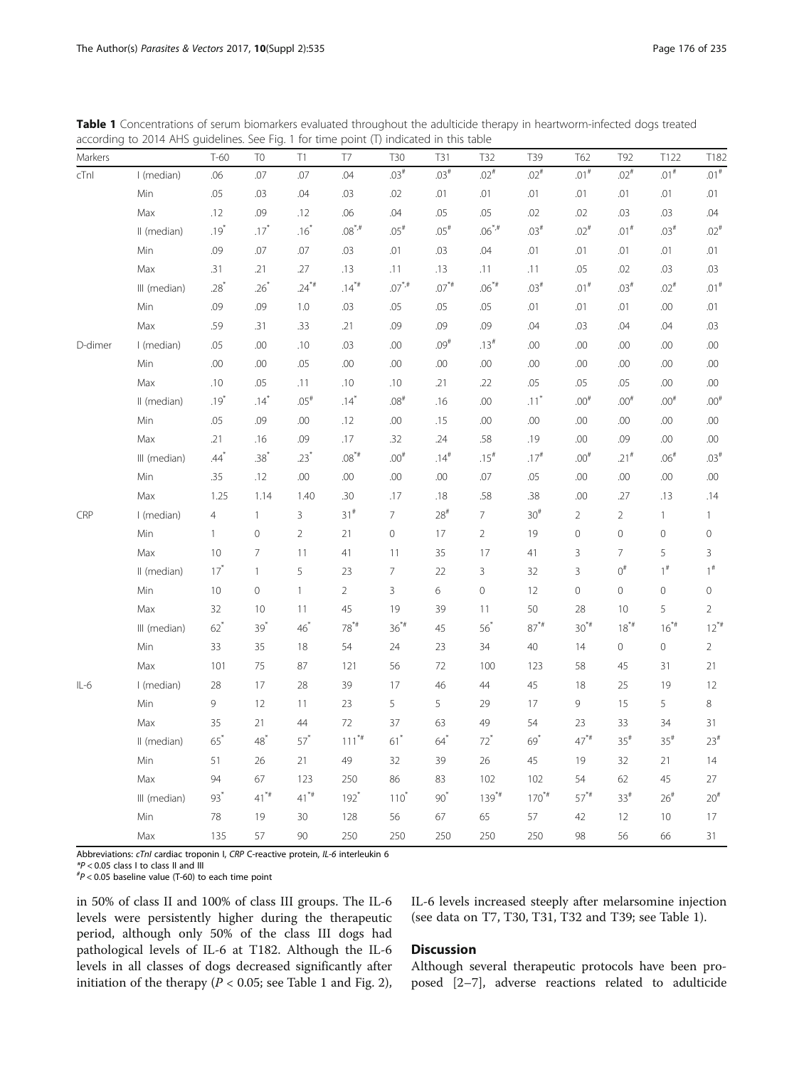**Table 1** Concentrations of serum biomarkers evaluated throughout the adulticide therapy in heartworm-infected dogs treated according to 2014 AHS guidelines. See Fig. 1 for time point (T) indicated in this table

| Markers | | T-60 | T0 | T1 | T7 | T30 | T31 | T32 | T39 | T62 | T92 | T122 | T182 |
|---|---|---|---|---|---|---|---|---|---|---|---|---|---|
| cTnI | I (median) | .06 | .07 | .07 | .04 | .03# | .03# | .02# | .02# | .01# | .02# | .01# | .01# |
| | Min | .05 | .03 | .04 | .03 | .02 | .01 | .01 | .01 | .01 | .01 | .01 | .01 |
| | Max | .12 | .09 | .12 | .06 | .04 | .05 | .05 | .02 | .02 | .03 | .03 | .04 |
| | II (median) | .19* | .17* | .16* | .08*,# | .05# | .05# | .06*,# | .03# | .02# | .01# | .03# | .02# |
| | Min | .09 | .07 | .07 | .03 | .01 | .03 | .04 | .01 | .01 | .01 | .01 | .01 |
| | Max | .31 | .21 | .27 | .13 | .11 | .13 | .11 | .11 | .05 | .02 | .03 | .03 |
| | III (median) | .28* | .26* | .24*# | .14*# | .07*,# | .07*# | .06*# | .03# | .01# | .03# | .02# | .01# |
| | Min | .09 | .09 | 1.0 | .03 | .05 | .05 | .05 | .01 | .01 | .01 | .00 | .01 |
| | Max | .59 | .31 | .33 | .21 | .09 | .09 | .09 | .04 | .03 | .04 | .04 | .03 |
| D-dimer | I (median) | .05 | .00 | .10 | .03 | .00 | .09# | .13# | .00 | .00 | .00 | .00 | .00 |
| | Min | .00 | .00 | .05 | .00 | .00 | .00 | .00 | .00 | .00 | .00 | .00 | .00 |
| | Max | .10 | .05 | .11 | .10 | .10 | .21 | .22 | .05 | .05 | .05 | .00 | .00 |
| | II (median) | .19* | .14* | .05# | .14* | .08# | .16 | .00 | .11* | .00# | .00# | .00# | .00# |
| | Min | .05 | .09 | .00 | .12 | .00 | .15 | .00 | .00 | .00 | .00 | .00 | .00 |
| | Max | .21 | .16 | .09 | .17 | .32 | .24 | .58 | .19 | .00 | .09 | .00 | .00 |
| | III (median) | .44* | .38* | .23* | .08*# | .00# | .14# | .15# | .17# | .00# | .21# | .06# | .03# |
| | Min | .35 | .12 | .00 | .00 | .00 | .00 | .07 | .05 | .00 | .00 | .00 | .00 |
| | Max | 1.25 | 1.14 | 1.40 | .30 | .17 | .18 | .58 | .38 | .00 | .27 | .13 | .14 |
| CRP | I (median) | 4 | 1 | 3 | 31# | 7 | 28# | 7 | 30# | 2 | 2 | 1 | 1 |
| | Min | 1 | 0 | 2 | 21 | 0 | 17 | 2 | 19 | 0 | 0 | 0 | 0 |
| | Max | 10 | 7 | 11 | 41 | 11 | 35 | 17 | 41 | 3 | 7 | 5 | 3 |
| | II (median) | 17* | 1 | 5 | 23 | 7 | 22 | 3 | 32 | 3 | 0# | 1# | 1# |
| | Min | 10 | 0 | 1 | 2 | 3 | 6 | 0 | 12 | 0 | 0 | 0 | 0 |
| | Max | 32 | 10 | 11 | 45 | 19 | 39 | 11 | 50 | 28 | 10 | 5 | 2 |
| | III (median) | 62* | 39* | 46* | 78*# | 36*# | 45 | 56* | 87*# | 30*# | 18*# | 16*# | 12*# |
| | Min | 33 | 35 | 18 | 54 | 24 | 23 | 34 | 40 | 14 | 0 | 0 | 2 |
| | Max | 101 | 75 | 87 | 121 | 56 | 72 | 100 | 123 | 58 | 45 | 31 | 21 |
| IL-6 | I (median) | 28 | 17 | 28 | 39 | 17 | 46 | 44 | 45 | 18 | 25 | 19 | 12 |
| | Min | 9 | 12 | 11 | 23 | 5 | 5 | 29 | 17 | 9 | 15 | 5 | 8 |
| | Max | 35 | 21 | 44 | 72 | 37 | 63 | 49 | 54 | 23 | 33 | 34 | 31 |
| | II (median) | 65* | 48* | 57* | 111*# | 61* | 64* | 72* | 69* | 47*# | 35# | 35# | 23# |
| | Min | 51 | 26 | 21 | 49 | 32 | 39 | 26 | 45 | 19 | 32 | 21 | 14 |
| | Max | 94 | 67 | 123 | 250 | 86 | 83 | 102 | 102 | 54 | 62 | 45 | 27 |
| | III (median) | 93* | 41*# | 41*# | 192* | 110* | 90* | 139*# | 170*# | 57*# | 33# | 26# | 20# |
| | Min | 78 | 19 | 30 | 128 | 56 | 67 | 65 | 57 | 42 | 12 | 10 | 17 |
| | Max | 135 | 57 | 90 | 250 | 250 | 250 | 250 | 250 | 98 | 56 | 66 | 31 |

Abbreviations: *cTnI* cardiac troponin I, *CRP* C-reactive protein, *IL-6* interleukin 6
*$P < 0.05$ class I to class II and III
#$P < 0.05$ baseline value (T-60) to each time point

in 50% of class II and 100% of class III groups. The IL-6 levels were persistently higher during the therapeutic period, although only 50% of the class III dogs had pathological levels of IL-6 at T182. Although the IL-6 levels in all classes of dogs decreased significantly after initiation of the therapy ($P < 0.05$; see Table 1 and Fig. 2), IL-6 levels increased steeply after melarsomine injection (see data on T7, T30, T31, T32 and T39; see Table 1).

## Discussion

Although several therapeutic protocols have been proposed [2–7], adverse reactions related to adulticide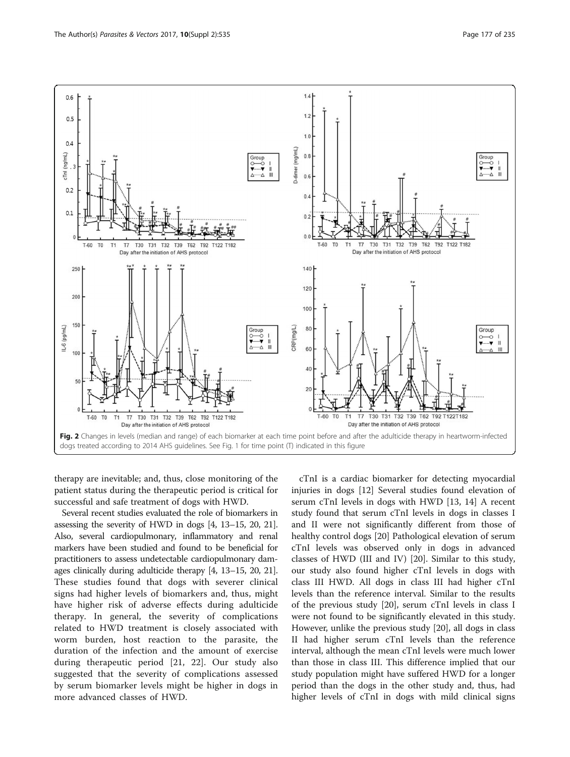Fig. 2 Changes in levels (median and range) of each biomarker at each time point before and after the adulticide therapy in heartworm-infected dogs treated according to 2014 AHS guidelines. See Fig. 1 for time point (T) indicated in this figure

therapy are inevitable; and, thus, close monitoring of the patient status during the therapeutic period is critical for successful and safe treatment of dogs with HWD.

Several recent studies evaluated the role of biomarkers in assessing the severity of HWD in dogs [4, 13–15, 20, 21]. Also, several cardiopulmonary, inflammatory and renal markers have been studied and found to be beneficial for practitioners to assess undetectable cardiopulmonary damages clinically during adulticide therapy [4, 13–15, 20, 21]. These studies found that dogs with severer clinical signs had higher levels of biomarkers and, thus, might have higher risk of adverse effects during adulticide therapy. In general, the severity of complications related to HWD treatment is closely associated with worm burden, host reaction to the parasite, the duration of the infection and the amount of exercise during therapeutic period [21, 22]. Our study also suggested that the severity of complications assessed by serum biomarker levels might be higher in dogs in more advanced classes of HWD.

cTnI is a cardiac biomarker for detecting myocardial injuries in dogs [12] Several studies found elevation of serum cTnI levels in dogs with HWD [13, 14] A recent study found that serum cTnI levels in dogs in classes I and II were not significantly different from those of healthy control dogs [20] Pathological elevation of serum cTnI levels was observed only in dogs in advanced classes of HWD (III and IV) [20]. Similar to this study, our study also found higher cTnI levels in dogs with class III HWD. All dogs in class III had higher cTnI levels than the reference interval. Similar to the results of the previous study [20], serum cTnI levels in class I were not found to be significantly elevated in this study. However, unlike the previous study [20], all dogs in class II had higher serum cTnI levels than the reference interval, although the mean cTnI levels were much lower than those in class III. This difference implied that our study population might have suffered HWD for a longer period than the dogs in the other study and, thus, had higher levels of cTnI in dogs with mild clinical signs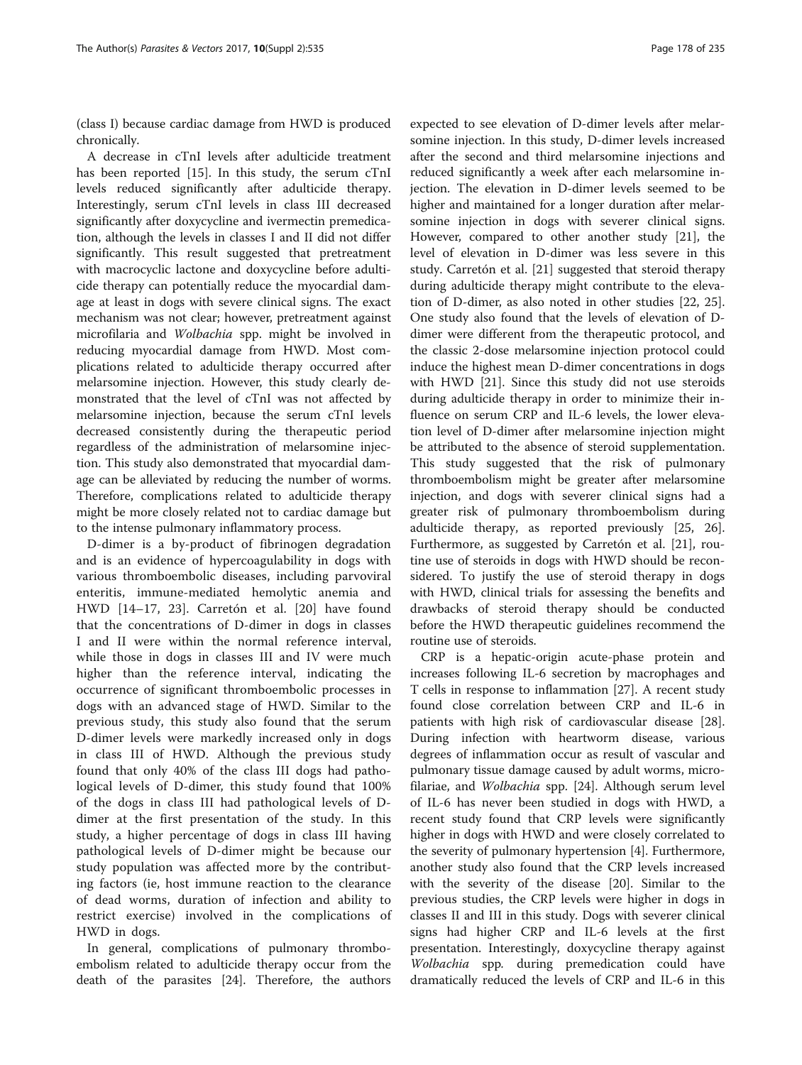(class I) because cardiac damage from HWD is produced chronically.

A decrease in cTnI levels after adulticide treatment has been reported [15]. In this study, the serum cTnI levels reduced significantly after adulticide therapy. Interestingly, serum cTnI levels in class III decreased significantly after doxycycline and ivermectin premedication, although the levels in classes I and II did not differ significantly. This result suggested that pretreatment with macrocyclic lactone and doxycycline before adulticide therapy can potentially reduce the myocardial damage at least in dogs with severe clinical signs. The exact mechanism was not clear; however, pretreatment against microfilaria and *Wolbachia* spp. might be involved in reducing myocardial damage from HWD. Most complications related to adulticide therapy occurred after melarsomine injection. However, this study clearly demonstrated that the level of cTnI was not affected by melarsomine injection, because the serum cTnI levels decreased consistently during the therapeutic period regardless of the administration of melarsomine injection. This study also demonstrated that myocardial damage can be alleviated by reducing the number of worms. Therefore, complications related to adulticide therapy might be more closely related not to cardiac damage but to the intense pulmonary inflammatory process.

D-dimer is a by-product of fibrinogen degradation and is an evidence of hypercoagulability in dogs with various thromboembolic diseases, including parvoviral enteritis, immune-mediated hemolytic anemia and HWD [14–17, 23]. Carretón et al. [20] have found that the concentrations of D-dimer in dogs in classes I and II were within the normal reference interval, while those in dogs in classes III and IV were much higher than the reference interval, indicating the occurrence of significant thromboembolic processes in dogs with an advanced stage of HWD. Similar to the previous study, this study also found that the serum D-dimer levels were markedly increased only in dogs in class III of HWD. Although the previous study found that only 40% of the class III dogs had pathological levels of D-dimer, this study found that 100% of the dogs in class III had pathological levels of D-dimer at the first presentation of the study. In this study, a higher percentage of dogs in class III having pathological levels of D-dimer might be because our study population was affected more by the contributing factors (ie, host immune reaction to the clearance of dead worms, duration of infection and ability to restrict exercise) involved in the complications of HWD in dogs.

In general, complications of pulmonary thromboembolism related to adulticide therapy occur from the death of the parasites [24]. Therefore, the authors expected to see elevation of D-dimer levels after melarsomine injection. In this study, D-dimer levels increased after the second and third melarsomine injections and reduced significantly a week after each melarsomine injection. The elevation in D-dimer levels seemed to be higher and maintained for a longer duration after melarsomine injection in dogs with severer clinical signs. However, compared to other another study [21], the level of elevation in D-dimer was less severe in this study. Carretón et al. [21] suggested that steroid therapy during adulticide therapy might contribute to the elevation of D-dimer, as also noted in other studies [22, 25]. One study also found that the levels of elevation of D-dimer were different from the therapeutic protocol, and the classic 2-dose melarsomine injection protocol could induce the highest mean D-dimer concentrations in dogs with HWD [21]. Since this study did not use steroids during adulticide therapy in order to minimize their influence on serum CRP and IL-6 levels, the lower elevation level of D-dimer after melarsomine injection might be attributed to the absence of steroid supplementation. This study suggested that the risk of pulmonary thromboembolism might be greater after melarsomine injection, and dogs with severer clinical signs had a greater risk of pulmonary thromboembolism during adulticide therapy, as reported previously [25, 26]. Furthermore, as suggested by Carretón et al. [21], routine use of steroids in dogs with HWD should be reconsidered. To justify the use of steroid therapy in dogs with HWD, clinical trials for assessing the benefits and drawbacks of steroid therapy should be conducted before the HWD therapeutic guidelines recommend the routine use of steroids.

CRP is a hepatic-origin acute-phase protein and increases following IL-6 secretion by macrophages and T cells in response to inflammation [27]. A recent study found close correlation between CRP and IL-6 in patients with high risk of cardiovascular disease [28]. During infection with heartworm disease, various degrees of inflammation occur as result of vascular and pulmonary tissue damage caused by adult worms, microfilariae, and *Wolbachia* spp. [24]. Although serum level of IL-6 has never been studied in dogs with HWD, a recent study found that CRP levels were significantly higher in dogs with HWD and were closely correlated to the severity of pulmonary hypertension [4]. Furthermore, another study also found that the CRP levels increased with the severity of the disease [20]. Similar to the previous studies, the CRP levels were higher in dogs in classes II and III in this study. Dogs with severer clinical signs had higher CRP and IL-6 levels at the first presentation. Interestingly, doxycycline therapy against *Wolbachia* spp. during premedication could have dramatically reduced the levels of CRP and IL-6 in this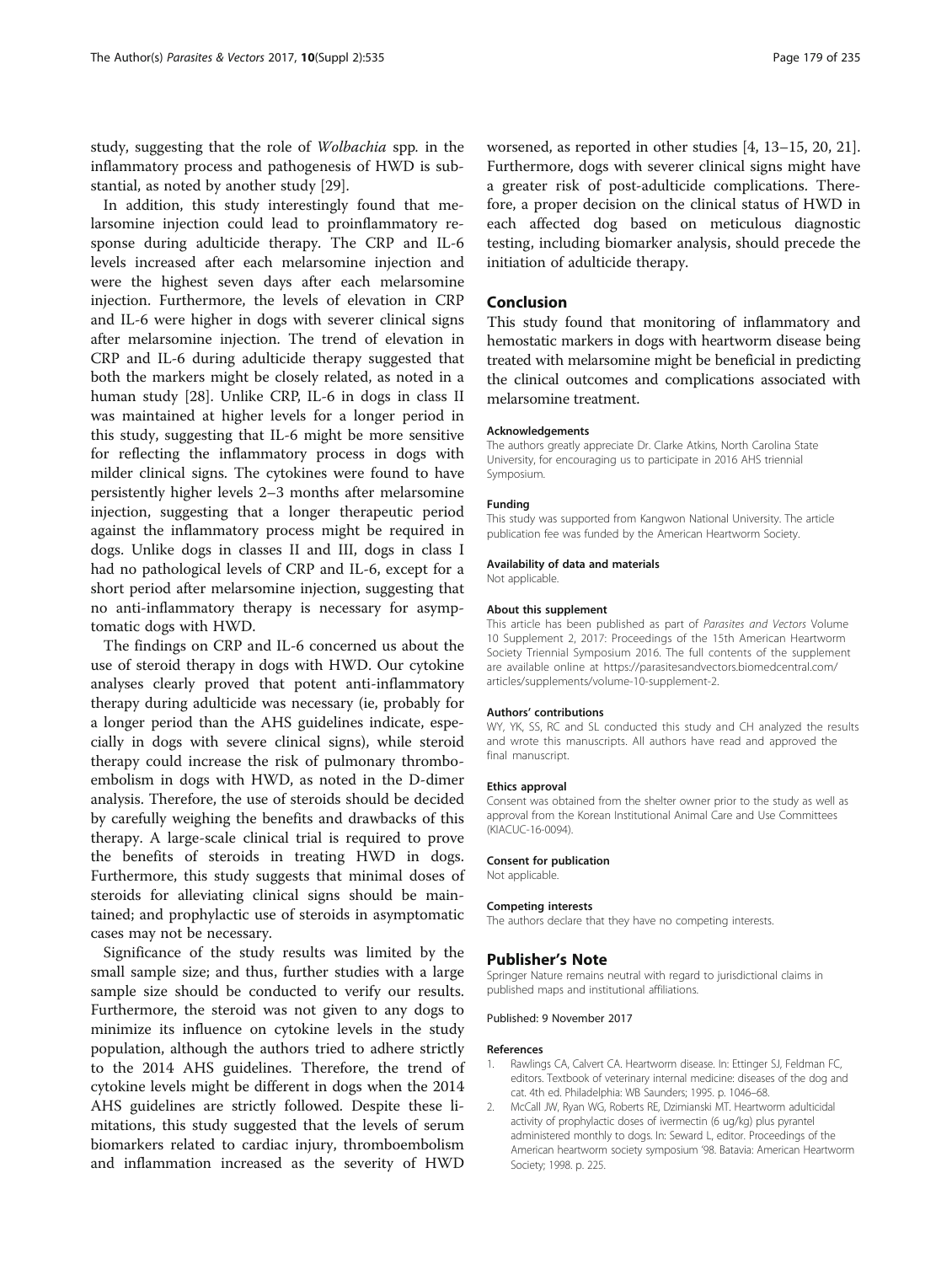study, suggesting that the role of *Wolbachia* spp. in the inflammatory process and pathogenesis of HWD is substantial, as noted by another study [29].

In addition, this study interestingly found that melarsomine injection could lead to proinflammatory response during adulticide therapy. The CRP and IL-6 levels increased after each melarsomine injection and were the highest seven days after each melarsomine injection. Furthermore, the levels of elevation in CRP and IL-6 were higher in dogs with severer clinical signs after melarsomine injection. The trend of elevation in CRP and IL-6 during adulticide therapy suggested that both the markers might be closely related, as noted in a human study [28]. Unlike CRP, IL-6 in dogs in class II was maintained at higher levels for a longer period in this study, suggesting that IL-6 might be more sensitive for reflecting the inflammatory process in dogs with milder clinical signs. The cytokines were found to have persistently higher levels 2–3 months after melarsomine injection, suggesting that a longer therapeutic period against the inflammatory process might be required in dogs. Unlike dogs in classes II and III, dogs in class I had no pathological levels of CRP and IL-6, except for a short period after melarsomine injection, suggesting that no anti-inflammatory therapy is necessary for asymptomatic dogs with HWD.

The findings on CRP and IL-6 concerned us about the use of steroid therapy in dogs with HWD. Our cytokine analyses clearly proved that potent anti-inflammatory therapy during adulticide was necessary (ie, probably for a longer period than the AHS guidelines indicate, especially in dogs with severe clinical signs), while steroid therapy could increase the risk of pulmonary thromboembolism in dogs with HWD, as noted in the D-dimer analysis. Therefore, the use of steroids should be decided by carefully weighing the benefits and drawbacks of this therapy. A large-scale clinical trial is required to prove the benefits of steroids in treating HWD in dogs. Furthermore, this study suggests that minimal doses of steroids for alleviating clinical signs should be maintained; and prophylactic use of steroids in asymptomatic cases may not be necessary.

Significance of the study results was limited by the small sample size; and thus, further studies with a large sample size should be conducted to verify our results. Furthermore, the steroid was not given to any dogs to minimize its influence on cytokine levels in the study population, although the authors tried to adhere strictly to the 2014 AHS guidelines. Therefore, the trend of cytokine levels might be different in dogs when the 2014 AHS guidelines are strictly followed. Despite these limitations, this study suggested that the levels of serum biomarkers related to cardiac injury, thromboembolism and inflammation increased as the severity of HWD worsened, as reported in other studies [4, 13–15, 20, 21]. Furthermore, dogs with severer clinical signs might have a greater risk of post-adulticide complications. Therefore, a proper decision on the clinical status of HWD in each affected dog based on meticulous diagnostic testing, including biomarker analysis, should precede the initiation of adulticide therapy.

## Conclusion

This study found that monitoring of inflammatory and hemostatic markers in dogs with heartworm disease being treated with melarsomine might be beneficial in predicting the clinical outcomes and complications associated with melarsomine treatment.

#### Acknowledgements

The authors greatly appreciate Dr. Clarke Atkins, North Carolina State University, for encouraging us to participate in 2016 AHS triennial Symposium.

#### Funding

This study was supported from Kangwon National University. The article publication fee was funded by the American Heartworm Society.

#### Availability of data and materials

Not applicable.

#### About this supplement

This article has been published as part of *Parasites and Vectors* Volume 10 Supplement 2, 2017: Proceedings of the 15th American Heartworm Society Triennial Symposium 2016. The full contents of the supplement are available online at https://parasitesandvectors.biomedcentral.com/articles/supplements/volume-10-supplement-2.

#### Authors' contributions

WY, YK, SS, RC and SL conducted this study and CH analyzed the results and wrote this manuscripts. All authors have read and approved the final manuscript.

#### Ethics approval

Consent was obtained from the shelter owner prior to the study as well as approval from the Korean Institutional Animal Care and Use Committees (KIACUC-16-0094).

#### Consent for publication

Not applicable.

#### Competing interests

The authors declare that they have no competing interests.

## Publisher's Note

Springer Nature remains neutral with regard to jurisdictional claims in published maps and institutional affiliations.

Published: 9 November 2017

#### References

1. Rawlings CA, Calvert CA. Heartworm disease. In: Ettinger SJ, Feldman FC, editors. Textbook of veterinary internal medicine: diseases of the dog and cat. 4th ed. Philadelphia: WB Saunders; 1995. p. 1046–68.
2. McCall JW, Ryan WG, Roberts RE, Dzimianski MT. Heartworm adulticidal activity of prophylactic doses of ivermectin (6 ug/kg) plus pyrantel administered monthly to dogs. In: Seward L, editor. Proceedings of the American heartworm society symposium '98. Batavia: American Heartworm Society; 1998. p. 225.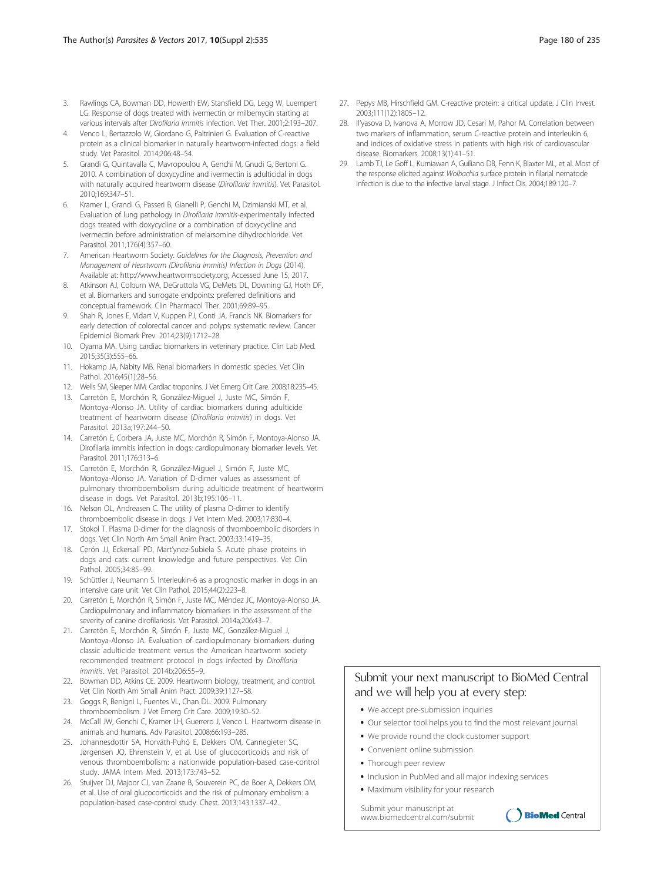3. Rawlings CA, Bowman DD, Howerth EW, Stansfield DG, Legg W, Luempert LG. Response of dogs treated with ivermectin or milbemycin starting at various intervals after *Dirofilaria immitis* infection. Vet Ther. 2001;2:193–207.
4. Venco L, Bertazzolo W, Giordano G, Paltrinieri G. Evaluation of C-reactive protein as a clinical biomarker in naturally heartworm-infected dogs: a field study. Vet Parasitol. 2014;206:48–54.
5. Grandi G, Quintavalla C, Mavropoulou A, Genchi M, Gnudi G, Bertoni G. 2010. A combination of doxycycline and ivermectin is adulticidal in dogs with naturally acquired heartworm disease (*Dirofilaria immitis*). Vet Parasitol. 2010;169:347–51.
6. Kramer L, Grandi G, Passeri B, Gianelli P, Genchi M, Dzimianski MT, et al. Evaluation of lung pathology in *Dirofilaria immitis*-experimentally infected dogs treated with doxycycline or a combination of doxycycline and ivermectin before administration of melarsomine dihydrochloride. Vet Parasitol. 2011;176(4):357–60.
7. American Heartworm Society. *Guidelines for the Diagnosis, Prevention and Management of Heartworm (Dirofilaria immitis) Infection in Dogs* (2014). Available at: http://www.heartwormsociety.org, Accessed June 15, 2017.
8. Atkinson AJ, Colburn WA, DeGruttola VG, DeMets DL, Downing GJ, Hoth DF, et al. Biomarkers and surrogate endpoints: preferred definitions and conceptual framework. Clin Pharmacol Ther. 2001;69:89–95.
9. Shah R, Jones E, Vidart V, Kuppen PJ, Conti JA, Francis NK. Biomarkers for early detection of colorectal cancer and polyps: systematic review. Cancer Epidemiol Biomark Prev. 2014;23(9):1712–28.
10. Oyama MA. Using cardiac biomarkers in veterinary practice. Clin Lab Med. 2015;35(3):555–66.
11. Hokamp JA, Nabity MB. Renal biomarkers in domestic species. Vet Clin Pathol. 2016;45(1):28–56.
12. Wells SM, Sleeper MM. Cardiac troponins. J Vet Emerg Crit Care. 2008;18:235–45.
13. Carretón E, Morchón R, González-Miguel J, Juste MC, Simón F, Montoya-Alonso JA. Utility of cardiac biomarkers during adulticide treatment of heartworm disease (*Dirofilaria immitis*) in dogs. Vet Parasitol. 2013a;197:244–50.
14. Carretón E, Corbera JA, Juste MC, Morchón R, Simón F, Montoya-Alonso JA. Dirofilaria immitis infection in dogs: cardiopulmonary biomarker levels. Vet Parasitol. 2011;176:313–6.
15. Carretón E, Morchón R, González-Miguel J, Simón F, Juste MC, Montoya-Alonso JA. Variation of D-dimer values as assessment of pulmonary thromboembolism during adulticide treatment of heartworm disease in dogs. Vet Parasitol. 2013b;195:106–11.
16. Nelson OL, Andreasen C. The utility of plasma D-dimer to identify thromboembolic disease in dogs. J Vet Intern Med. 2003;17:830–4.
17. Stokol T. Plasma D-dimer for the diagnosis of thromboembolic disorders in dogs. Vet Clin North Am Small Anim Pract. 2003;33:1419–35.
18. Cerón JJ, Eckersall PD, Mart'ynez-Subiela S. Acute phase proteins in dogs and cats: current knowledge and future perspectives. Vet Clin Pathol. 2005;34:85–99.
19. Schüttler J, Neumann S. Interleukin-6 as a prognostic marker in dogs in an intensive care unit. Vet Clin Pathol. 2015;44(2):223–8.
20. Carretón E, Morchón R, Simón F, Juste MC, Méndez JC, Montoya-Alonso JA. Cardiopulmonary and inflammatory biomarkers in the assessment of the severity of canine dirofilariosis. Vet Parasitol. 2014a;206:43–7.
21. Carretón E, Morchón R, Simón F, Juste MC, González-Miguel J, Montoya-Alonso JA. Evaluation of cardiopulmonary biomarkers during classic adulticide treatment versus the American heartworm society recommended treatment protocol in dogs infected by *Dirofilaria immitis*. Vet Parasitol. 2014b;206:55–9.
22. Bowman DD, Atkins CE. 2009. Heartworm biology, treatment, and control. Vet Clin North Am Small Anim Pract. 2009;39:1127–58.
23. Goggs R, Benigni L, Fuentes VL, Chan DL. 2009. Pulmonary thromboembolism. J Vet Emerg Crit Care. 2009;19:30–52.
24. McCall JW, Genchi C, Kramer LH, Guerrero J, Venco L. Heartworm disease in animals and humans. Adv Parasitol. 2008;66:193–285.
25. Johannesdottir SA, Horváth-Puhó E, Dekkers OM, Cannegieter SC, Jørgensen JO, Ehrenstein V, et al. Use of glucocorticoids and risk of venous thromboembolism: a nationwide population-based case-control study. JAMA Intern Med. 2013;173:743–52.
26. Stuijver DJ, Majoor CJ, van Zaane B, Souverein PC, de Boer A, Dekkers OM, et al. Use of oral glucocorticoids and the risk of pulmonary embolism: a population-based case-control study. Chest. 2013;143:1337–42.
27. Pepys MB, Hirschfield GM. C-reactive protein: a critical update. J Clin Invest. 2003;111(12):1805–12.
28. Il'yasova D, Ivanova A, Morrow JD, Cesari M, Pahor M. Correlation between two markers of inflammation, serum C-reactive protein and interleukin 6, and indices of oxidative stress in patients with high risk of cardiovascular disease. Biomarkers. 2008;13(1):41–51.
29. Lamb TJ, Le Goff L, Kurniawan A, Guiliano DB, Fenn K, Blaxter ML, et al. Most of the response elicited against *Wolbachia* surface protein in filarial nematode infection is due to the infective larval stage. J Infect Dis. 2004;189:120–7.

Submit your next manuscript to BioMed Central and we will help you at every step:

- We accept pre-submission inquiries
- Our selector tool helps you to find the most relevant journal
- We provide round the clock customer support
- Convenient online submission
- Thorough peer review
- Inclusion in PubMed and all major indexing services
- Maximum visibility for your research

Submit your manuscript at www.biomedcentral.com/submit

BioMed Central